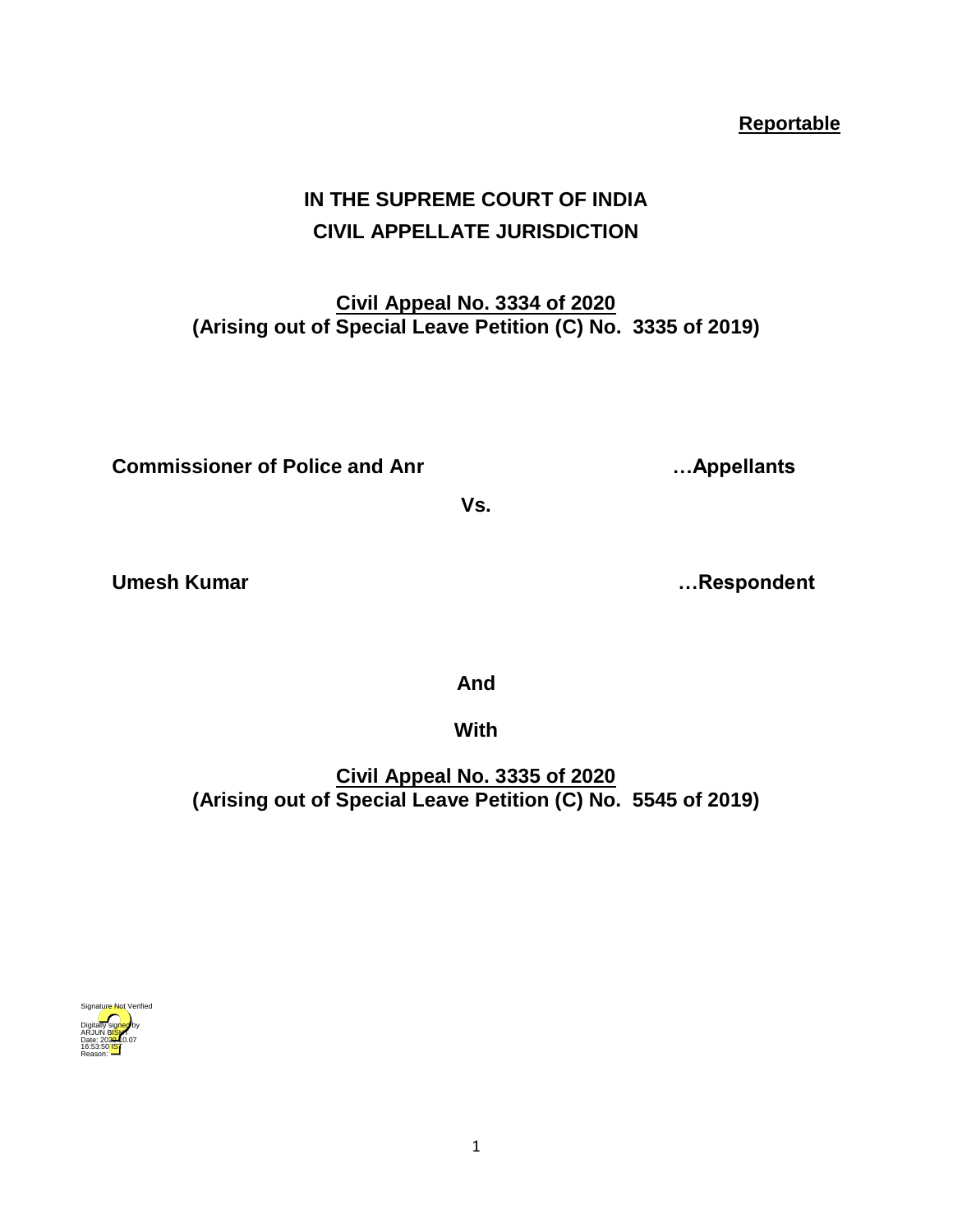**Reportable**

# IN THE SUPREME COURT OF INDIA
## CIVIL APPELLATE JURISDICTION

**Civil Appeal No. 3334 of 2020**
**(Arising out of Special Leave Petition (C) No. 3335 of 2019)**

**Commissioner of Police and Anr** **…Appellants**

**Vs.**

**Umesh Kumar** **…Respondent**

**And**

**With**

**Civil Appeal No. 3335 of 2020**
**(Arising out of Special Leave Petition (C) No. 5545 of 2019)**

Signature Not Verified
Digitally signed by ARJUN BISHT
Date: 2020.10.07 16:53:50 IST
Reason: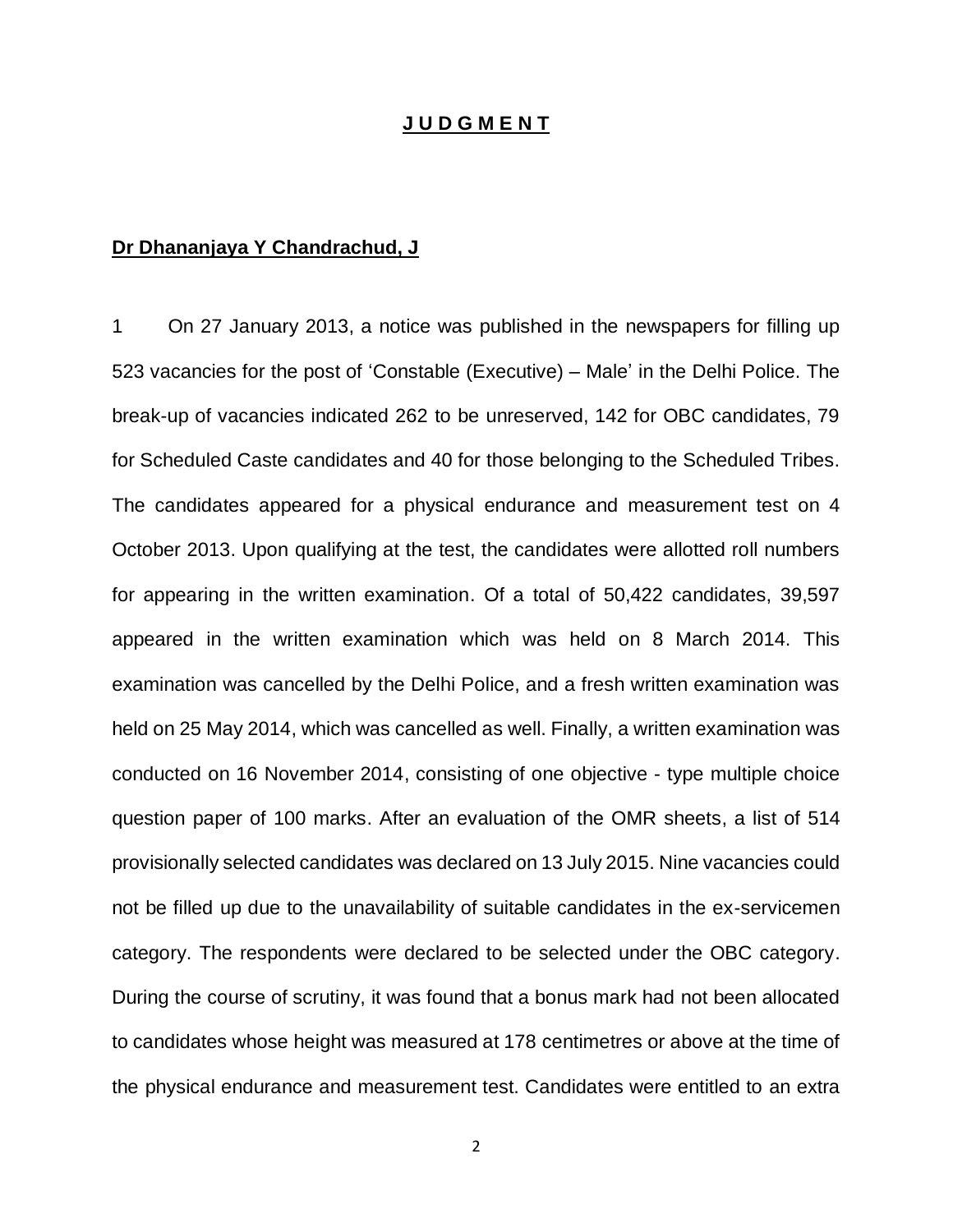## **J U D G M E N T**

**Dr Dhananjaya Y Chandrachud, J**

1 On 27 January 2013, a notice was published in the newspapers for filling up 523 vacancies for the post of 'Constable (Executive) – Male' in the Delhi Police. The break-up of vacancies indicated 262 to be unreserved, 142 for OBC candidates, 79 for Scheduled Caste candidates and 40 for those belonging to the Scheduled Tribes. The candidates appeared for a physical endurance and measurement test on 4 October 2013. Upon qualifying at the test, the candidates were allotted roll numbers for appearing in the written examination. Of a total of 50,422 candidates, 39,597 appeared in the written examination which was held on 8 March 2014. This examination was cancelled by the Delhi Police, and a fresh written examination was held on 25 May 2014, which was cancelled as well. Finally, a written examination was conducted on 16 November 2014, consisting of one objective - type multiple choice question paper of 100 marks. After an evaluation of the OMR sheets, a list of 514 provisionally selected candidates was declared on 13 July 2015. Nine vacancies could not be filled up due to the unavailability of suitable candidates in the ex-servicemen category. The respondents were declared to be selected under the OBC category. During the course of scrutiny, it was found that a bonus mark had not been allocated to candidates whose height was measured at 178 centimetres or above at the time of the physical endurance and measurement test. Candidates were entitled to an extra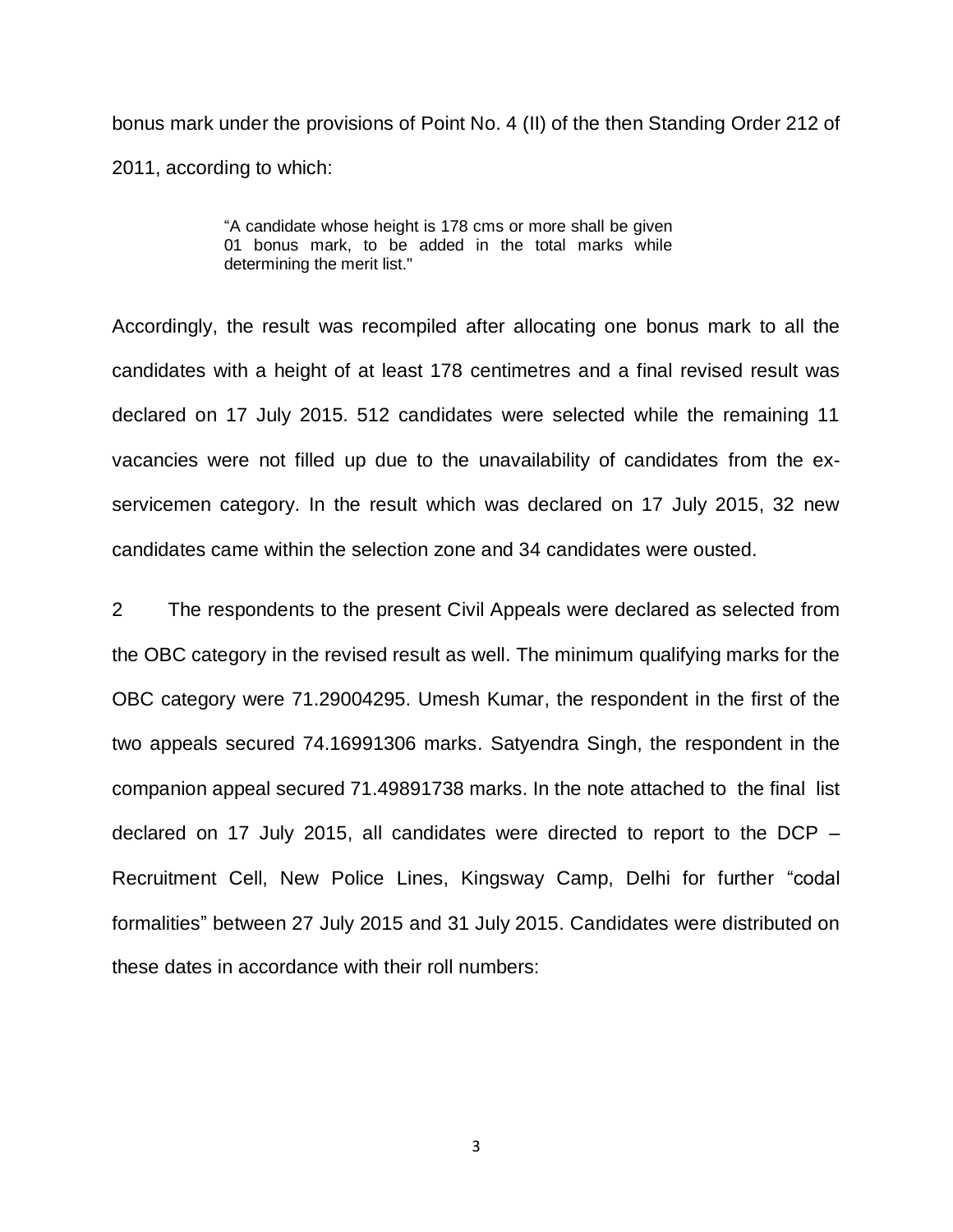bonus mark under the provisions of Point No. 4 (II) of the then Standing Order 212 of 2011, according to which:

> "A candidate whose height is 178 cms or more shall be given 01 bonus mark, to be added in the total marks while determining the merit list."

Accordingly, the result was recompiled after allocating one bonus mark to all the candidates with a height of at least 178 centimetres and a final revised result was declared on 17 July 2015. 512 candidates were selected while the remaining 11 vacancies were not filled up due to the unavailability of candidates from the ex-servicemen category. In the result which was declared on 17 July 2015, 32 new candidates came within the selection zone and 34 candidates were ousted.

2 The respondents to the present Civil Appeals were declared as selected from the OBC category in the revised result as well. The minimum qualifying marks for the OBC category were 71.29004295. Umesh Kumar, the respondent in the first of the two appeals secured 74.16991306 marks. Satyendra Singh, the respondent in the companion appeal secured 71.49891738 marks. In the note attached to the final list declared on 17 July 2015, all candidates were directed to report to the DCP – Recruitment Cell, New Police Lines, Kingsway Camp, Delhi for further "codal formalities" between 27 July 2015 and 31 July 2015. Candidates were distributed on these dates in accordance with their roll numbers: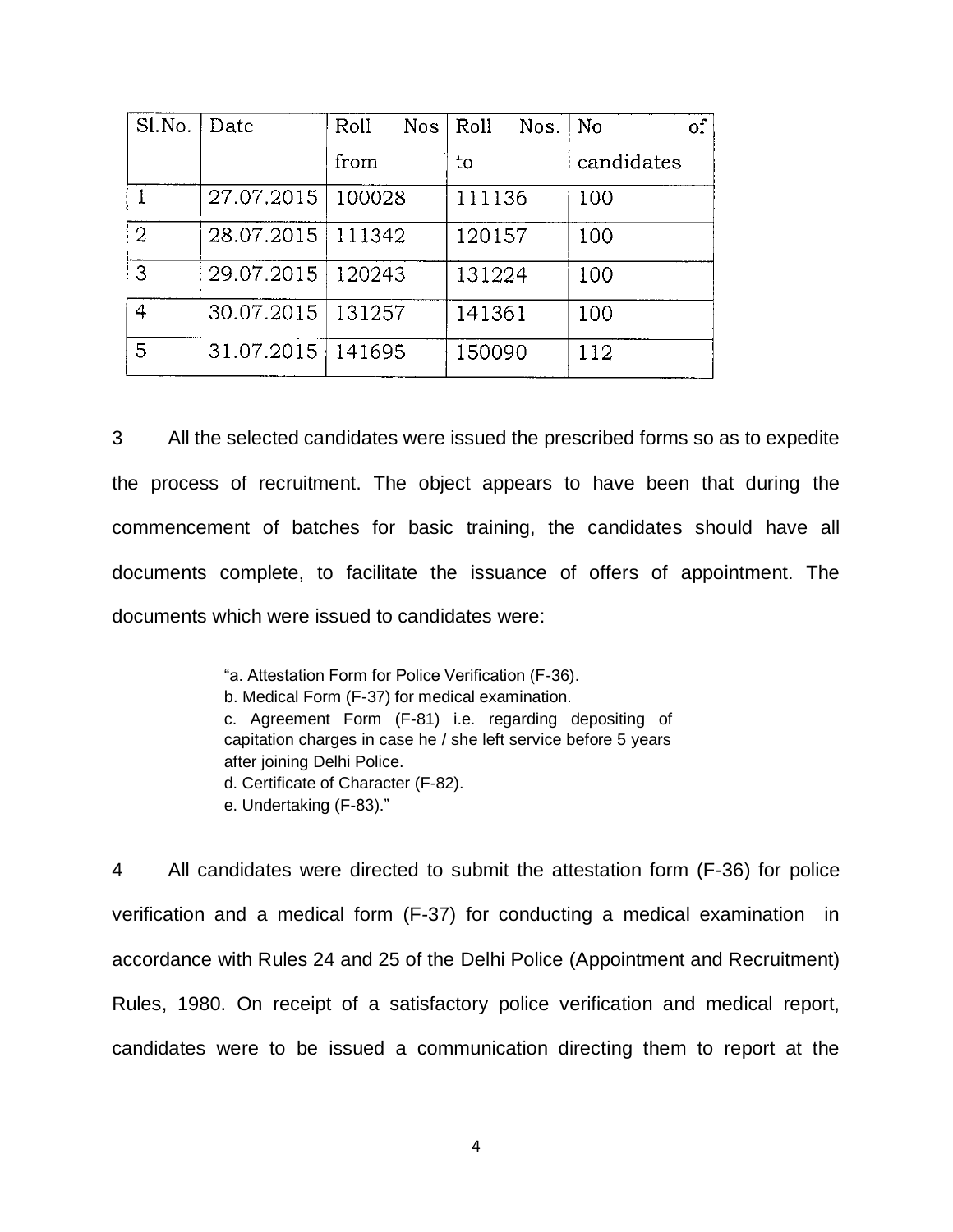| Sl.No. | Date | Roll Nos from | Roll Nos. to | No of candidates |
|---|---|---|---|---|
| 1 | 27.07.2015 | 100028 | 111136 | 100 |
| 2 | 28.07.2015 | 111342 | 120157 | 100 |
| 3 | 29.07.2015 | 120243 | 131224 | 100 |
| 4 | 30.07.2015 | 131257 | 141361 | 100 |
| 5 | 31.07.2015 | 141695 | 150090 | 112 |

3 All the selected candidates were issued the prescribed forms so as to expedite the process of recruitment. The object appears to have been that during the commencement of batches for basic training, the candidates should have all documents complete, to facilitate the issuance of offers of appointment. The documents which were issued to candidates were:

> "a. Attestation Form for Police Verification (F-36).
> b. Medical Form (F-37) for medical examination.
> c. Agreement Form (F-81) i.e. regarding depositing of capitation charges in case he / she left service before 5 years after joining Delhi Police.
> d. Certificate of Character (F-82).
> e. Undertaking (F-83)."

4 All candidates were directed to submit the attestation form (F-36) for police verification and a medical form (F-37) for conducting a medical examination in accordance with Rules 24 and 25 of the Delhi Police (Appointment and Recruitment) Rules, 1980. On receipt of a satisfactory police verification and medical report, candidates were to be issued a communication directing them to report at the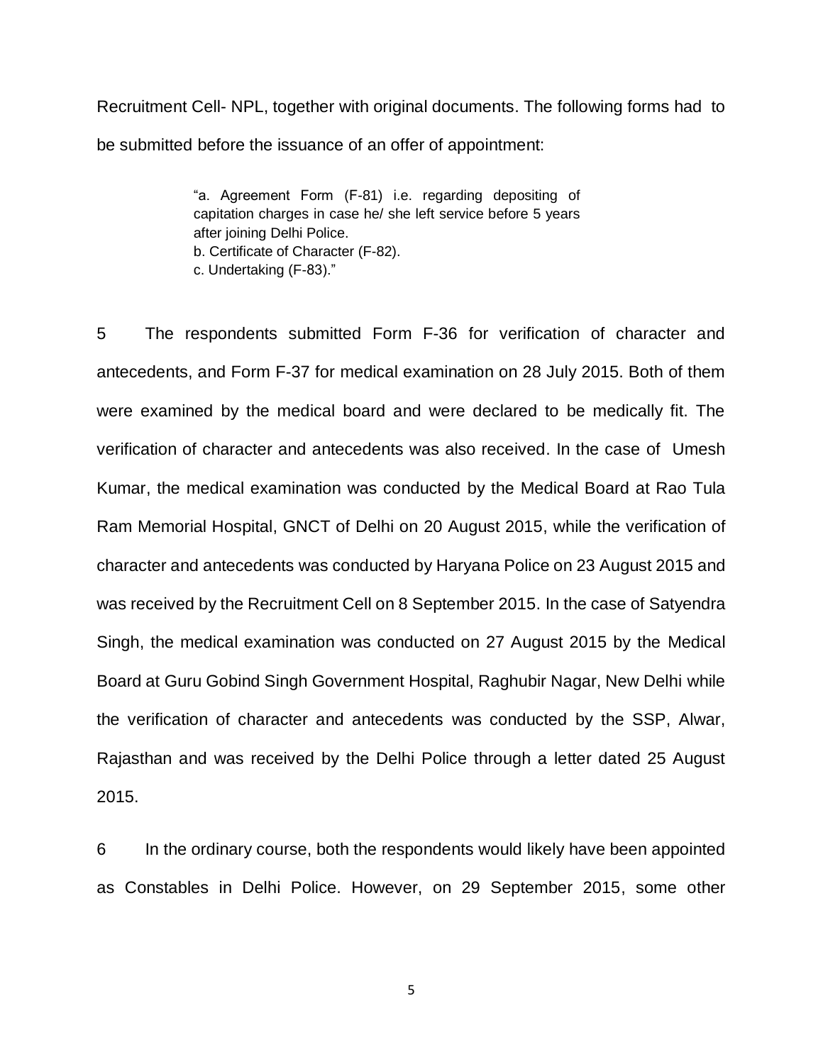Recruitment Cell- NPL, together with original documents. The following forms had to be submitted before the issuance of an offer of appointment:

> "a. Agreement Form (F-81) i.e. regarding depositing of capitation charges in case he/ she left service before 5 years after joining Delhi Police.
> b. Certificate of Character (F-82).
> c. Undertaking (F-83)."

5 The respondents submitted Form F-36 for verification of character and antecedents, and Form F-37 for medical examination on 28 July 2015. Both of them were examined by the medical board and were declared to be medically fit. The verification of character and antecedents was also received. In the case of Umesh Kumar, the medical examination was conducted by the Medical Board at Rao Tula Ram Memorial Hospital, GNCT of Delhi on 20 August 2015, while the verification of character and antecedents was conducted by Haryana Police on 23 August 2015 and was received by the Recruitment Cell on 8 September 2015. In the case of Satyendra Singh, the medical examination was conducted on 27 August 2015 by the Medical Board at Guru Gobind Singh Government Hospital, Raghubir Nagar, New Delhi while the verification of character and antecedents was conducted by the SSP, Alwar, Rajasthan and was received by the Delhi Police through a letter dated 25 August 2015.

6 In the ordinary course, both the respondents would likely have been appointed as Constables in Delhi Police. However, on 29 September 2015, some other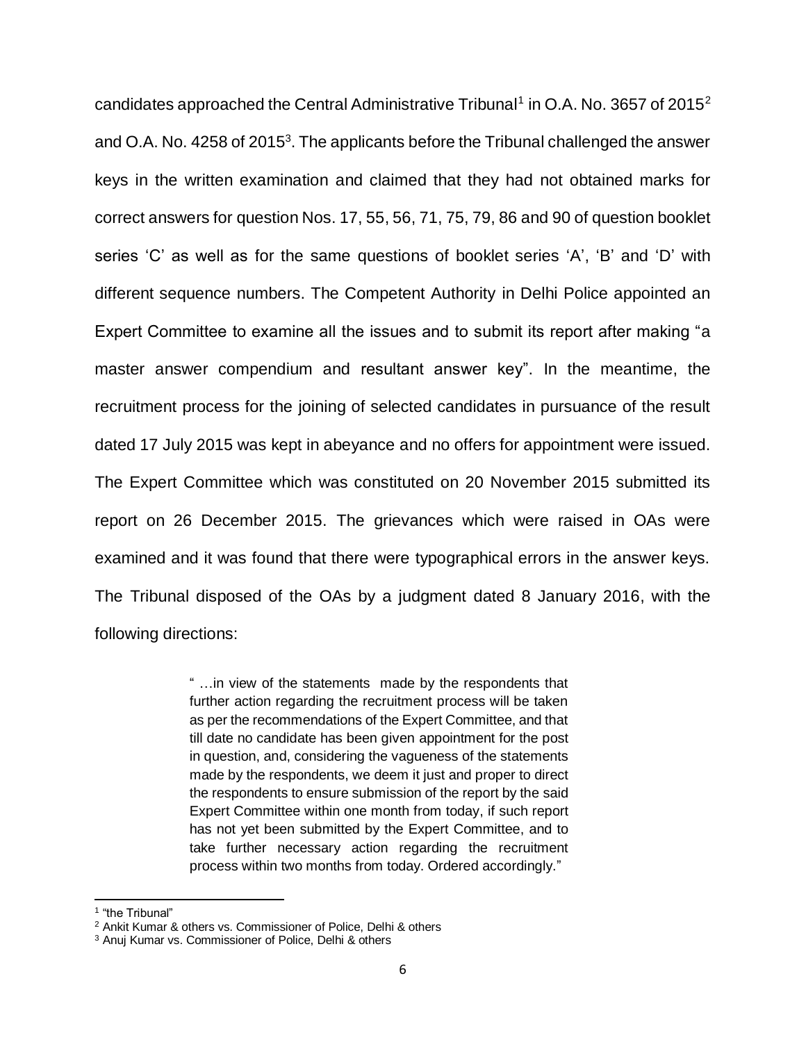candidates approached the Central Administrative Tribunal[1] in O.A. No. 3657 of 2015[2] and O.A. No. 4258 of 2015[3]. The applicants before the Tribunal challenged the answer keys in the written examination and claimed that they had not obtained marks for correct answers for question Nos. 17, 55, 56, 71, 75, 79, 86 and 90 of question booklet series 'C' as well as for the same questions of booklet series 'A', 'B' and 'D' with different sequence numbers. The Competent Authority in Delhi Police appointed an Expert Committee to examine all the issues and to submit its report after making "a master answer compendium and resultant answer key". In the meantime, the recruitment process for the joining of selected candidates in pursuance of the result dated 17 July 2015 was kept in abeyance and no offers for appointment were issued. The Expert Committee which was constituted on 20 November 2015 submitted its report on 26 December 2015. The grievances which were raised in OAs were examined and it was found that there were typographical errors in the answer keys. The Tribunal disposed of the OAs by a judgment dated 8 January 2016, with the following directions:

> " …in view of the statements made by the respondents that further action regarding the recruitment process will be taken as per the recommendations of the Expert Committee, and that till date no candidate has been given appointment for the post in question, and, considering the vagueness of the statements made by the respondents, we deem it just and proper to direct the respondents to ensure submission of the report by the said Expert Committee within one month from today, if such report has not yet been submitted by the Expert Committee, and to take further necessary action regarding the recruitment process within two months from today. Ordered accordingly."

---

[1] "the Tribunal"

[2] Ankit Kumar & others vs. Commissioner of Police, Delhi & others

[3] Anuj Kumar vs. Commissioner of Police, Delhi & others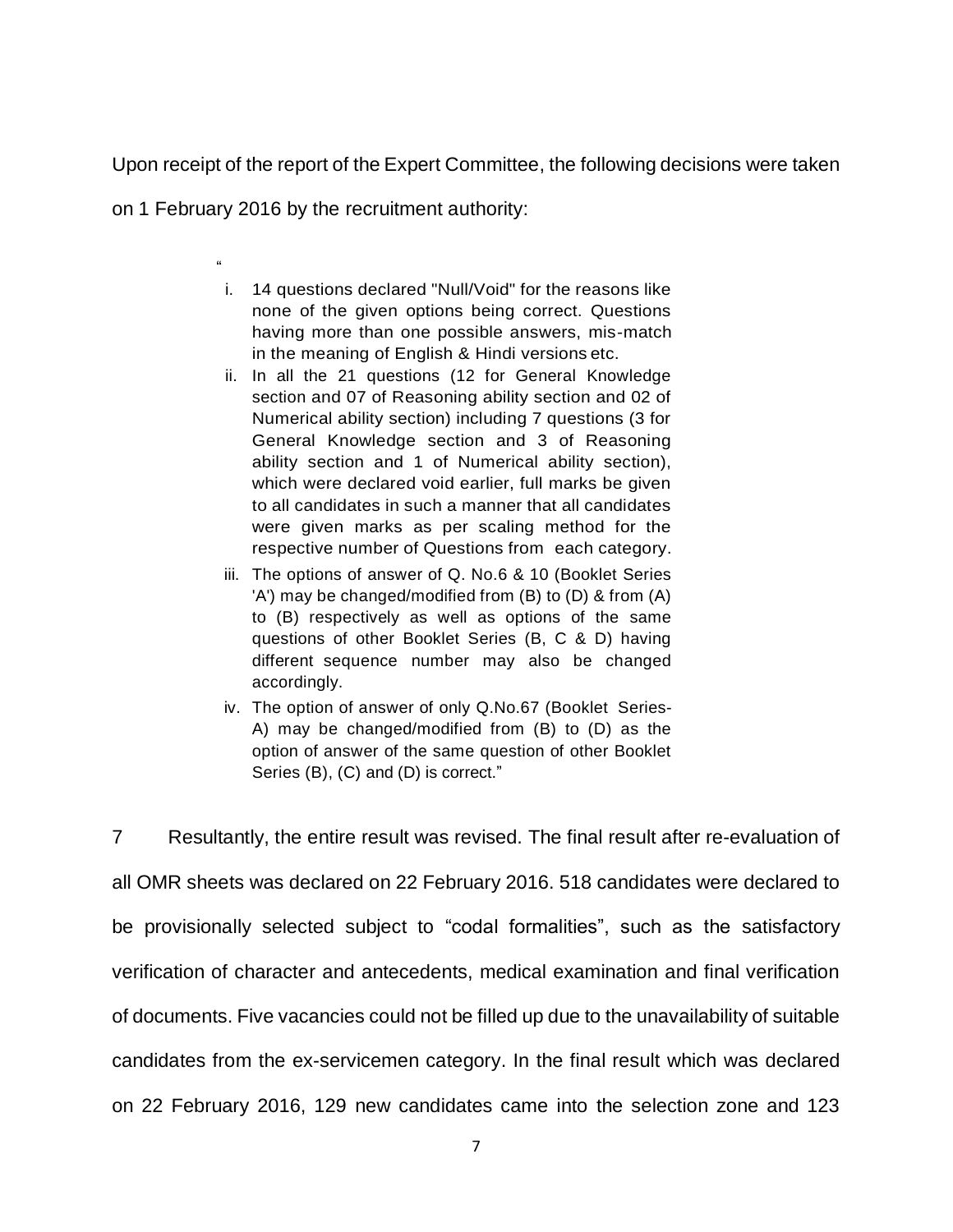Upon receipt of the report of the Expert Committee, the following decisions were taken on 1 February 2016 by the recruitment authority:

> "
> i. 14 questions declared "Null/Void" for the reasons like none of the given options being correct. Questions having more than one possible answers, mis-match in the meaning of English & Hindi versions etc.
> ii. In all the 21 questions (12 for General Knowledge section and 07 of Reasoning ability section and 02 of Numerical ability section) including 7 questions (3 for General Knowledge section and 3 of Reasoning ability section and 1 of Numerical ability section), which were declared void earlier, full marks be given to all candidates in such a manner that all candidates were given marks as per scaling method for the respective number of Questions from each category.
> iii. The options of answer of Q. No.6 & 10 (Booklet Series 'A') may be changed/modified from (B) to (D) & from (A) to (B) respectively as well as options of the same questions of other Booklet Series (B, C & D) having different sequence number may also be changed accordingly.
> iv. The option of answer of only Q.No.67 (Booklet Series-A) may be changed/modified from (B) to (D) as the option of answer of the same question of other Booklet Series (B), (C) and (D) is correct."

7 Resultantly, the entire result was revised. The final result after re-evaluation of all OMR sheets was declared on 22 February 2016. 518 candidates were declared to be provisionally selected subject to "codal formalities", such as the satisfactory verification of character and antecedents, medical examination and final verification of documents. Five vacancies could not be filled up due to the unavailability of suitable candidates from the ex-servicemen category. In the final result which was declared on 22 February 2016, 129 new candidates came into the selection zone and 123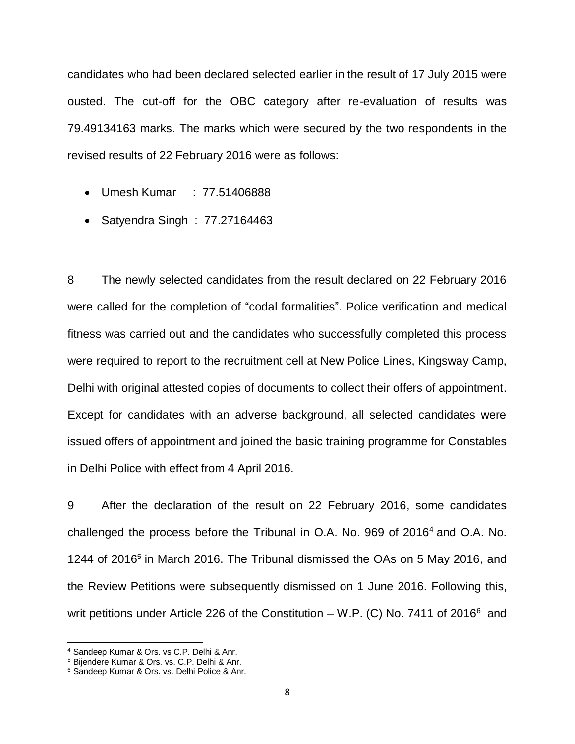candidates who had been declared selected earlier in the result of 17 July 2015 were ousted. The cut-off for the OBC category after re-evaluation of results was 79.49134163 marks. The marks which were secured by the two respondents in the revised results of 22 February 2016 were as follows:

- Umesh Kumar : 77.51406888
- Satyendra Singh : 77.27164463

8 The newly selected candidates from the result declared on 22 February 2016 were called for the completion of "codal formalities". Police verification and medical fitness was carried out and the candidates who successfully completed this process were required to report to the recruitment cell at New Police Lines, Kingsway Camp, Delhi with original attested copies of documents to collect their offers of appointment. Except for candidates with an adverse background, all selected candidates were issued offers of appointment and joined the basic training programme for Constables in Delhi Police with effect from 4 April 2016.

9 After the declaration of the result on 22 February 2016, some candidates challenged the process before the Tribunal in O.A. No. 969 of 2016[4] and O.A. No. 1244 of 2016[5] in March 2016. The Tribunal dismissed the OAs on 5 May 2016, and the Review Petitions were subsequently dismissed on 1 June 2016. Following this, writ petitions under Article 226 of the Constitution – W.P. (C) No. 7411 of 2016[6] and

---

[4] Sandeep Kumar & Ors. vs C.P. Delhi & Anr.

[5] Bijendere Kumar & Ors. vs. C.P. Delhi & Anr.

[6] Sandeep Kumar & Ors. vs. Delhi Police & Anr.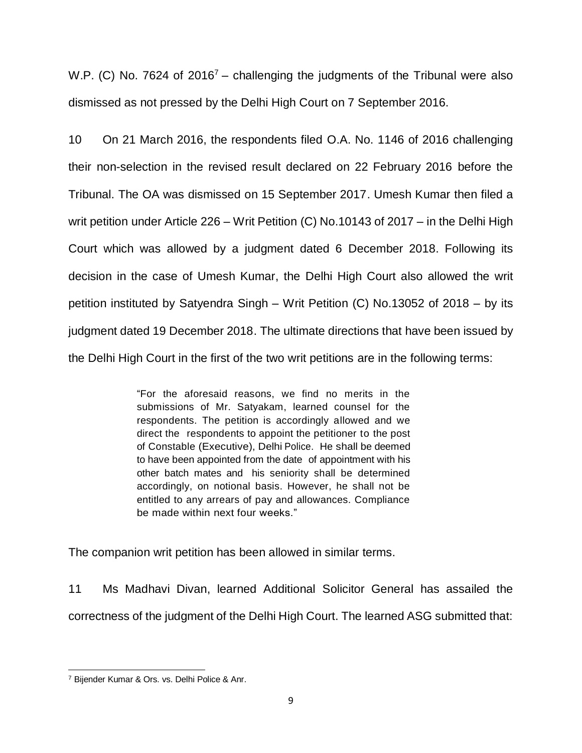W.P. (C) No. 7624 of 2016[7] – challenging the judgments of the Tribunal were also dismissed as not pressed by the Delhi High Court on 7 September 2016.

10 On 21 March 2016, the respondents filed O.A. No. 1146 of 2016 challenging their non-selection in the revised result declared on 22 February 2016 before the Tribunal. The OA was dismissed on 15 September 2017. Umesh Kumar then filed a writ petition under Article 226 – Writ Petition (C) No.10143 of 2017 – in the Delhi High Court which was allowed by a judgment dated 6 December 2018. Following its decision in the case of Umesh Kumar, the Delhi High Court also allowed the writ petition instituted by Satyendra Singh – Writ Petition (C) No.13052 of 2018 – by its judgment dated 19 December 2018. The ultimate directions that have been issued by the Delhi High Court in the first of the two writ petitions are in the following terms:

> "For the aforesaid reasons, we find no merits in the submissions of Mr. Satyakam, learned counsel for the respondents. The petition is accordingly allowed and we direct the respondents to appoint the petitioner to the post of Constable (Executive), Delhi Police. He shall be deemed to have been appointed from the date of appointment with his other batch mates and his seniority shall be determined accordingly, on notional basis. However, he shall not be entitled to any arrears of pay and allowances. Compliance be made within next four weeks."

The companion writ petition has been allowed in similar terms.

11 Ms Madhavi Divan, learned Additional Solicitor General has assailed the correctness of the judgment of the Delhi High Court. The learned ASG submitted that:

---

[7] Bijender Kumar & Ors. vs. Delhi Police & Anr.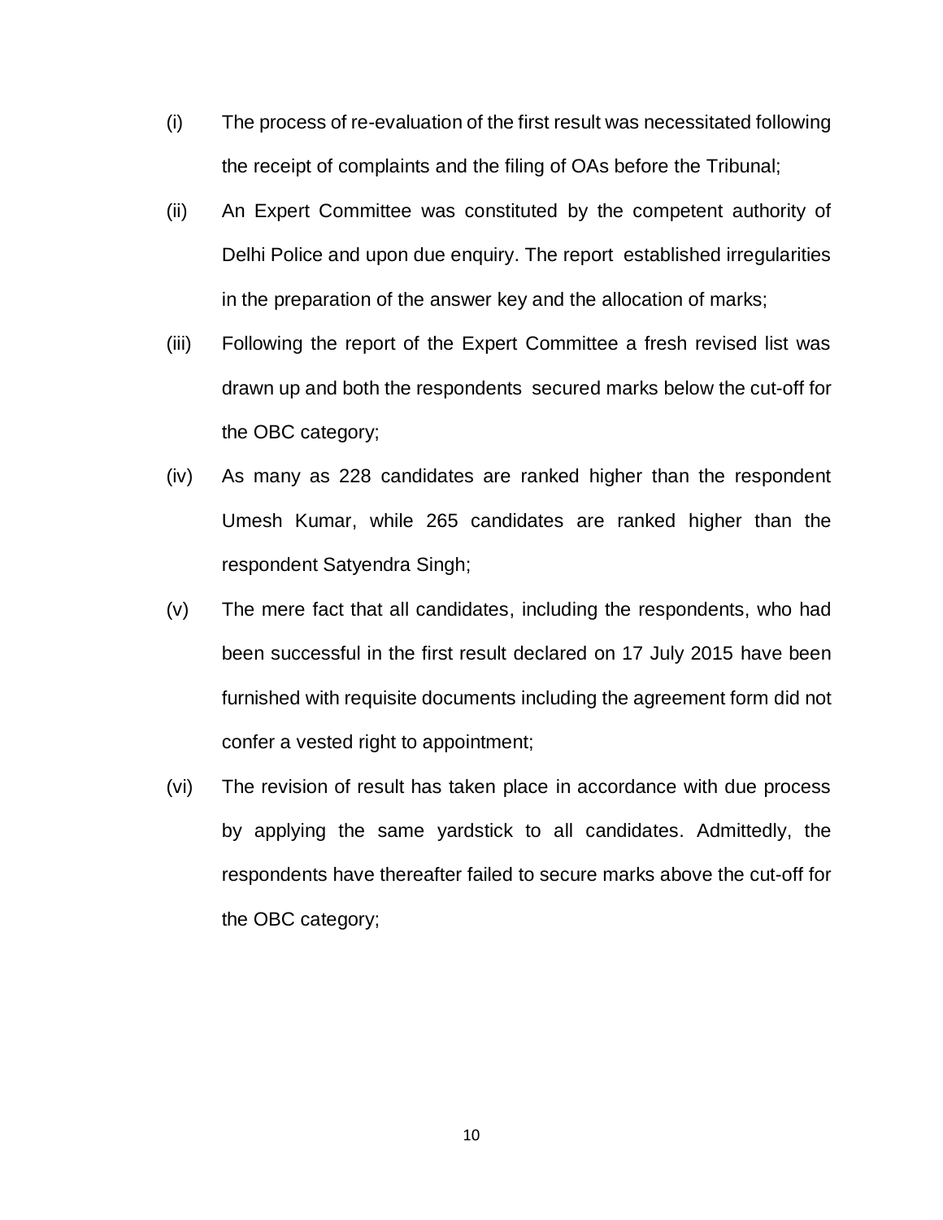(i) The process of re-evaluation of the first result was necessitated following the receipt of complaints and the filing of OAs before the Tribunal;

(ii) An Expert Committee was constituted by the competent authority of Delhi Police and upon due enquiry. The report established irregularities in the preparation of the answer key and the allocation of marks;

(iii) Following the report of the Expert Committee a fresh revised list was drawn up and both the respondents secured marks below the cut-off for the OBC category;

(iv) As many as 228 candidates are ranked higher than the respondent Umesh Kumar, while 265 candidates are ranked higher than the respondent Satyendra Singh;

(v) The mere fact that all candidates, including the respondents, who had been successful in the first result declared on 17 July 2015 have been furnished with requisite documents including the agreement form did not confer a vested right to appointment;

(vi) The revision of result has taken place in accordance with due process by applying the same yardstick to all candidates. Admittedly, the respondents have thereafter failed to secure marks above the cut-off for the OBC category;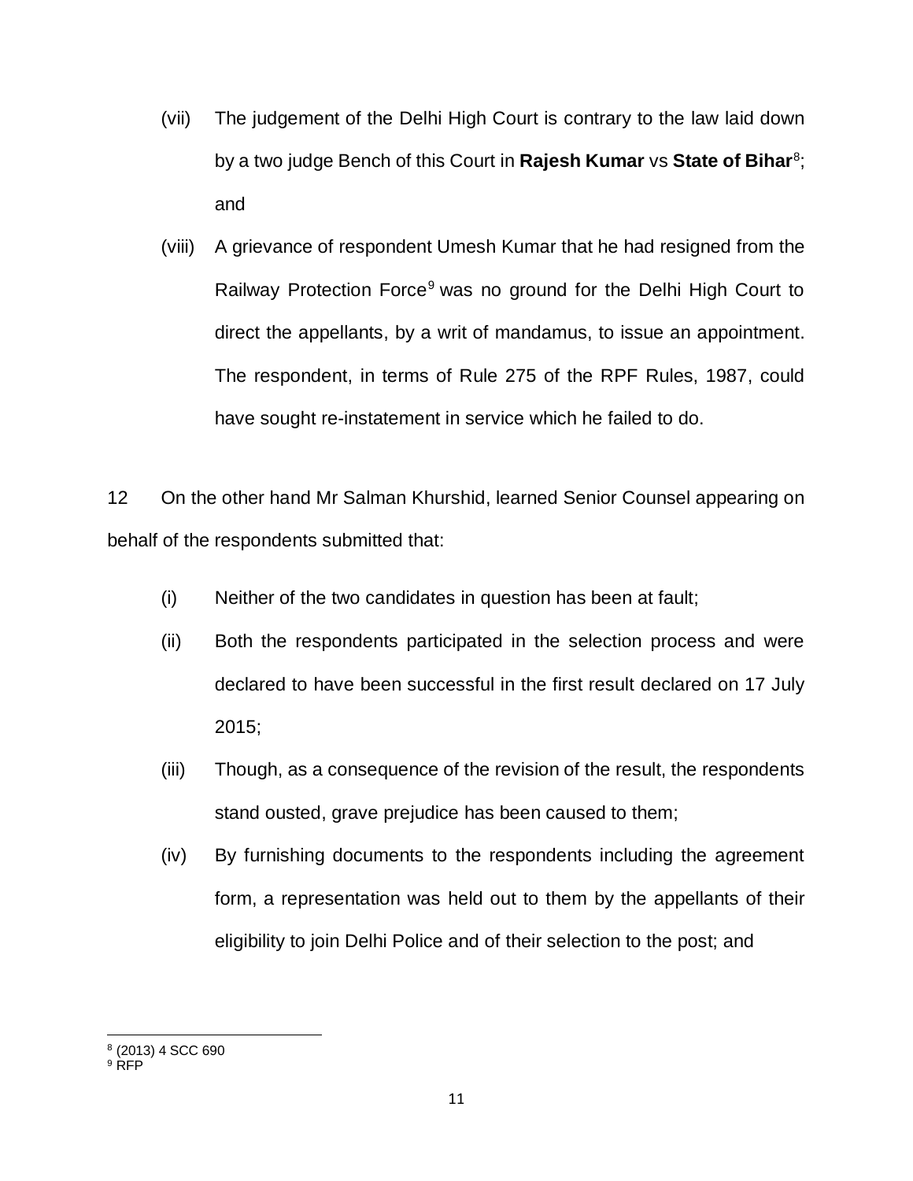(vii) The judgement of the Delhi High Court is contrary to the law laid down by a two judge Bench of this Court in **Rajesh Kumar** vs **State of Bihar**[8]; and

(viii) A grievance of respondent Umesh Kumar that he had resigned from the Railway Protection Force[9] was no ground for the Delhi High Court to direct the appellants, by a writ of mandamus, to issue an appointment. The respondent, in terms of Rule 275 of the RPF Rules, 1987, could have sought re-instatement in service which he failed to do.

12 On the other hand Mr Salman Khurshid, learned Senior Counsel appearing on behalf of the respondents submitted that:

(i) Neither of the two candidates in question has been at fault;

(ii) Both the respondents participated in the selection process and were declared to have been successful in the first result declared on 17 July 2015;

(iii) Though, as a consequence of the revision of the result, the respondents stand ousted, grave prejudice has been caused to them;

(iv) By furnishing documents to the respondents including the agreement form, a representation was held out to them by the appellants of their eligibility to join Delhi Police and of their selection to the post; and

---

[8] (2013) 4 SCC 690

[9] RFP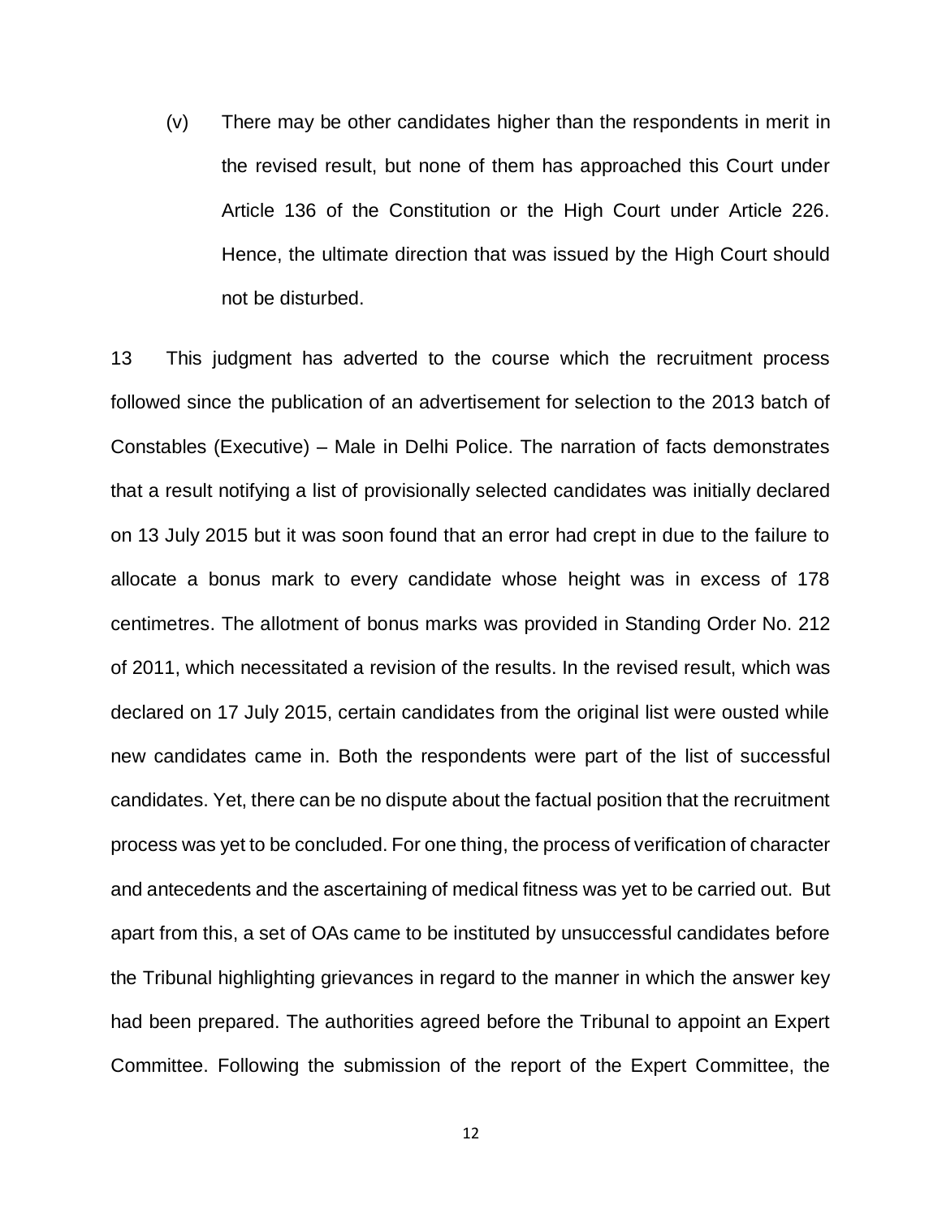(v) There may be other candidates higher than the respondents in merit in the revised result, but none of them has approached this Court under Article 136 of the Constitution or the High Court under Article 226. Hence, the ultimate direction that was issued by the High Court should not be disturbed.

13 This judgment has adverted to the course which the recruitment process followed since the publication of an advertisement for selection to the 2013 batch of Constables (Executive) – Male in Delhi Police. The narration of facts demonstrates that a result notifying a list of provisionally selected candidates was initially declared on 13 July 2015 but it was soon found that an error had crept in due to the failure to allocate a bonus mark to every candidate whose height was in excess of 178 centimetres. The allotment of bonus marks was provided in Standing Order No. 212 of 2011, which necessitated a revision of the results. In the revised result, which was declared on 17 July 2015, certain candidates from the original list were ousted while new candidates came in. Both the respondents were part of the list of successful candidates. Yet, there can be no dispute about the factual position that the recruitment process was yet to be concluded. For one thing, the process of verification of character and antecedents and the ascertaining of medical fitness was yet to be carried out. But apart from this, a set of OAs came to be instituted by unsuccessful candidates before the Tribunal highlighting grievances in regard to the manner in which the answer key had been prepared. The authorities agreed before the Tribunal to appoint an Expert Committee. Following the submission of the report of the Expert Committee, the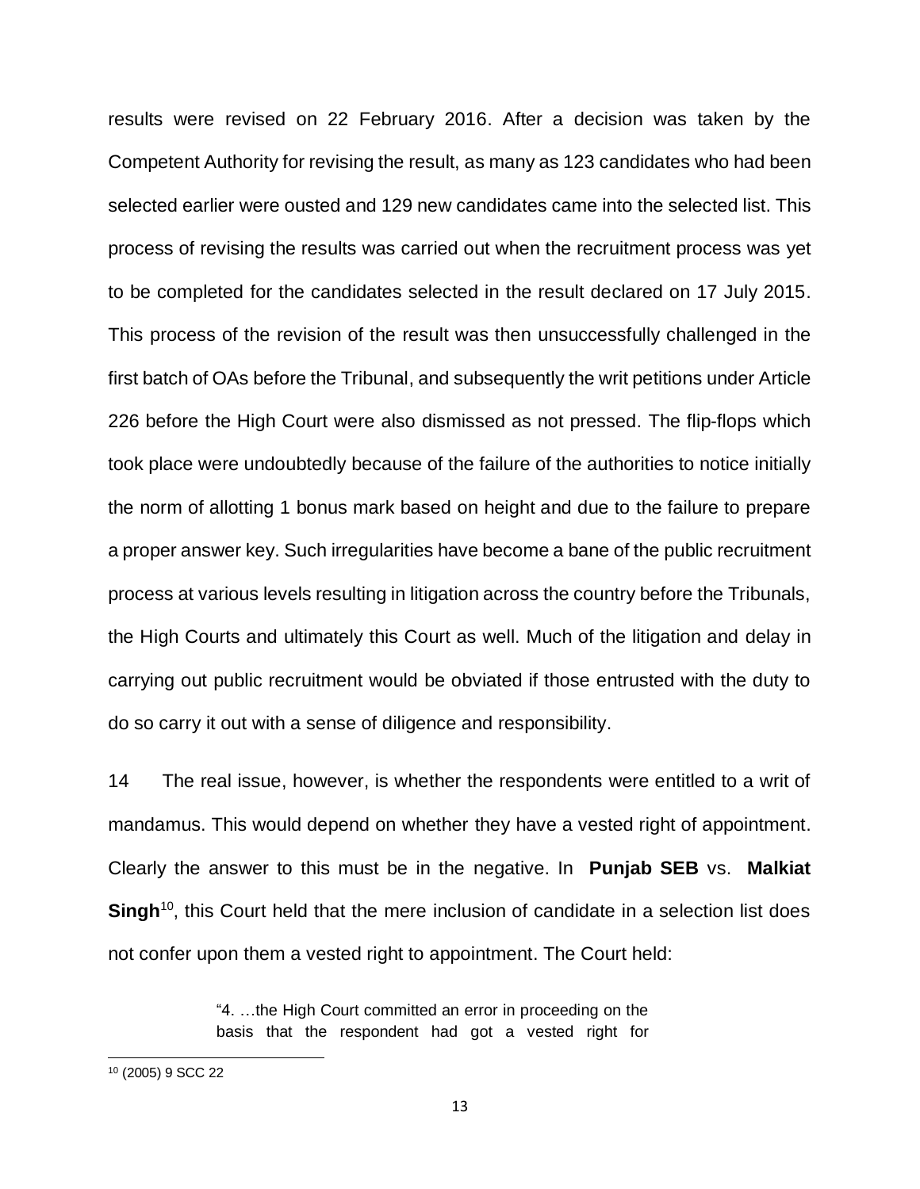results were revised on 22 February 2016. After a decision was taken by the Competent Authority for revising the result, as many as 123 candidates who had been selected earlier were ousted and 129 new candidates came into the selected list. This process of revising the results was carried out when the recruitment process was yet to be completed for the candidates selected in the result declared on 17 July 2015. This process of the revision of the result was then unsuccessfully challenged in the first batch of OAs before the Tribunal, and subsequently the writ petitions under Article 226 before the High Court were also dismissed as not pressed. The flip-flops which took place were undoubtedly because of the failure of the authorities to notice initially the norm of allotting 1 bonus mark based on height and due to the failure to prepare a proper answer key. Such irregularities have become a bane of the public recruitment process at various levels resulting in litigation across the country before the Tribunals, the High Courts and ultimately this Court as well. Much of the litigation and delay in carrying out public recruitment would be obviated if those entrusted with the duty to do so carry it out with a sense of diligence and responsibility.

14 The real issue, however, is whether the respondents were entitled to a writ of mandamus. This would depend on whether they have a vested right of appointment. Clearly the answer to this must be in the negative. In **Punjab SEB** vs. **Malkiat Singh**[10], this Court held that the mere inclusion of candidate in a selection list does not confer upon them a vested right to appointment. The Court held:

> "4. …the High Court committed an error in proceeding on the basis that the respondent had got a vested right for

[10] (2005) 9 SCC 22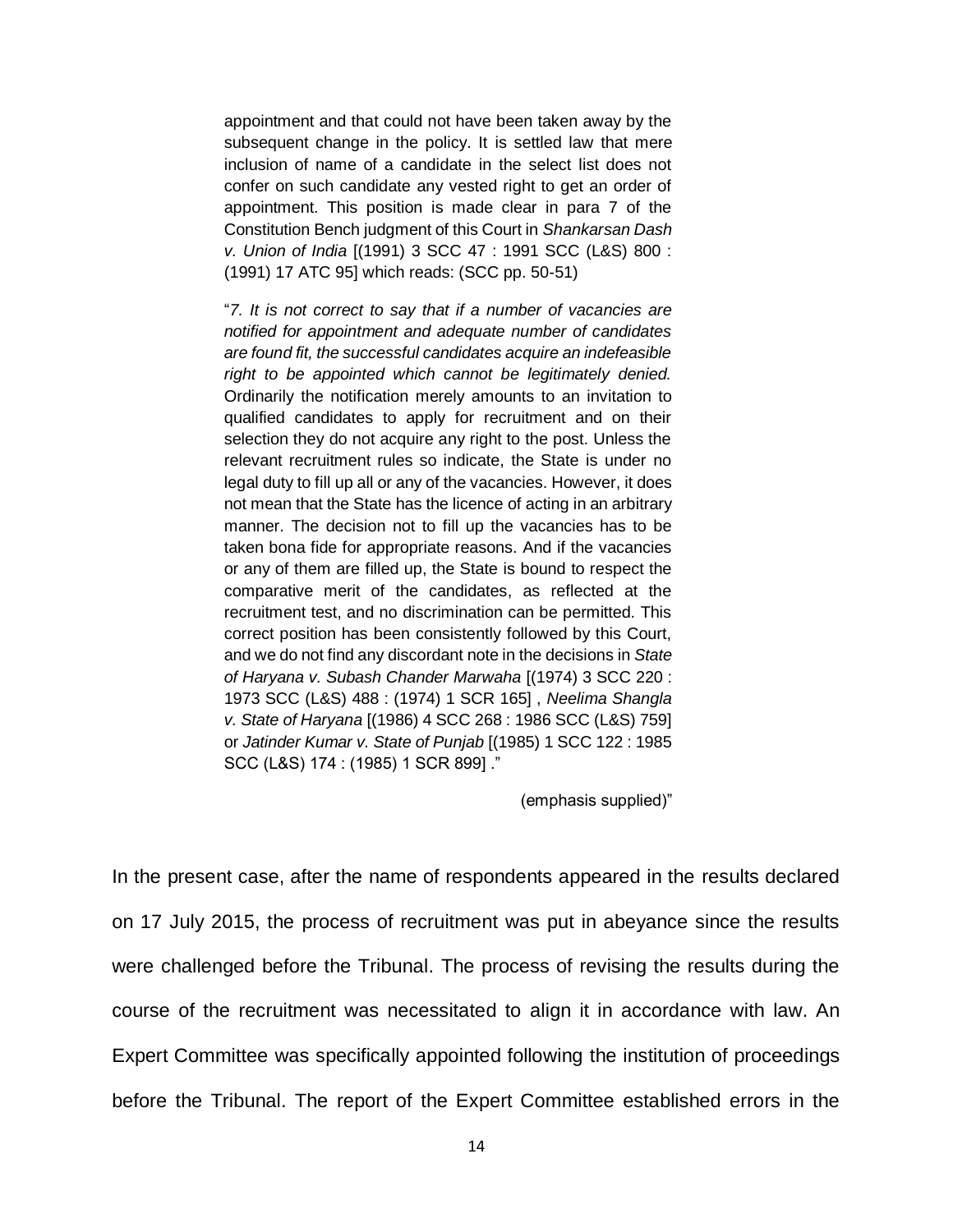> appointment and that could not have been taken away by the subsequent change in the policy. It is settled law that mere inclusion of name of a candidate in the select list does not confer on such candidate any vested right to get an order of appointment. This position is made clear in para 7 of the Constitution Bench judgment of this Court in *Shankarsan Dash v. Union of India* [(1991) 3 SCC 47 : 1991 SCC (L&S) 800 : (1991) 17 ATC 95] which reads: (SCC pp. 50-51)
>
> "*7. It is not correct to say that if a number of vacancies are notified for appointment and adequate number of candidates are found fit, the successful candidates acquire an indefeasible right to be appointed which cannot be legitimately denied.* Ordinarily the notification merely amounts to an invitation to qualified candidates to apply for recruitment and on their selection they do not acquire any right to the post. Unless the relevant recruitment rules so indicate, the State is under no legal duty to fill up all or any of the vacancies. However, it does not mean that the State has the licence of acting in an arbitrary manner. The decision not to fill up the vacancies has to be taken bona fide for appropriate reasons. And if the vacancies or any of them are filled up, the State is bound to respect the comparative merit of the candidates, as reflected at the recruitment test, and no discrimination can be permitted. This correct position has been consistently followed by this Court, and we do not find any discordant note in the decisions in *State of Haryana v. Subash Chander Marwaha* [(1974) 3 SCC 220 : 1973 SCC (L&S) 488 : (1974) 1 SCR 165] , *Neelima Shangla v. State of Haryana* [(1986) 4 SCC 268 : 1986 SCC (L&S) 759] or *Jatinder Kumar v. State of Punjab* [(1985) 1 SCC 122 : 1985 SCC (L&S) 174 : (1985) 1 SCR 899] ."
>
> (emphasis supplied)"

In the present case, after the name of respondents appeared in the results declared on 17 July 2015, the process of recruitment was put in abeyance since the results were challenged before the Tribunal. The process of revising the results during the course of the recruitment was necessitated to align it in accordance with law. An Expert Committee was specifically appointed following the institution of proceedings before the Tribunal. The report of the Expert Committee established errors in the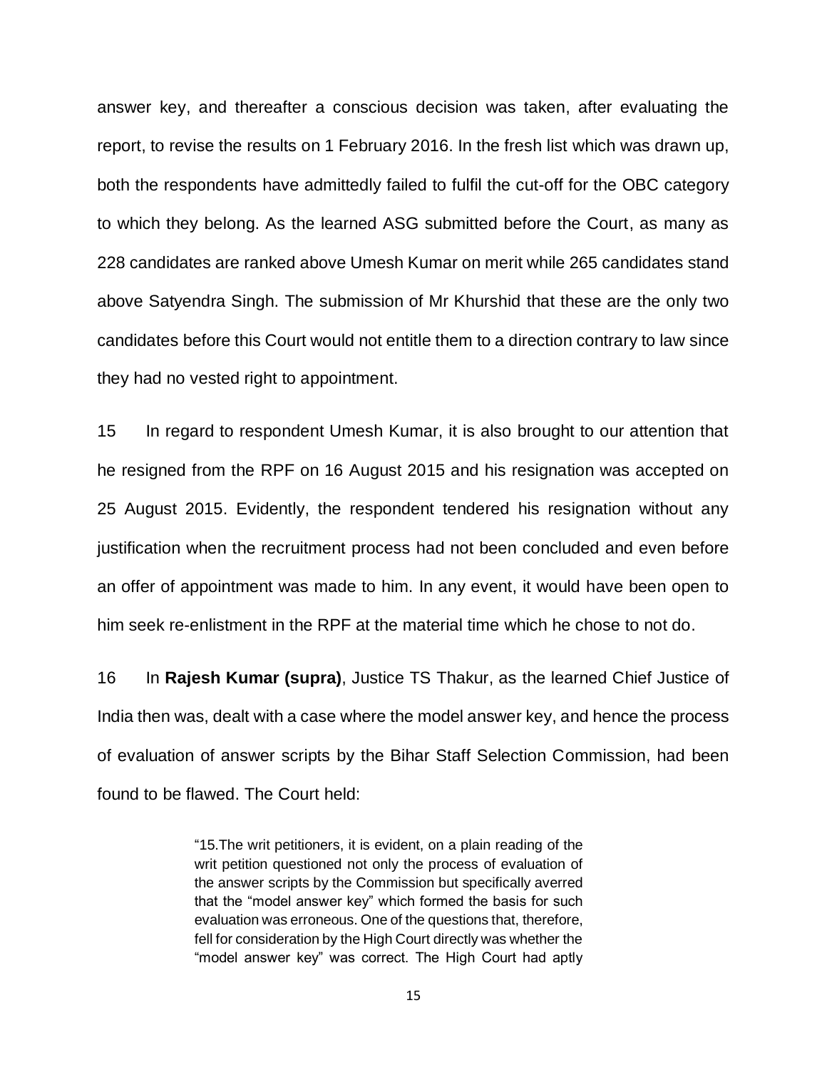answer key, and thereafter a conscious decision was taken, after evaluating the report, to revise the results on 1 February 2016. In the fresh list which was drawn up, both the respondents have admittedly failed to fulfil the cut-off for the OBC category to which they belong. As the learned ASG submitted before the Court, as many as 228 candidates are ranked above Umesh Kumar on merit while 265 candidates stand above Satyendra Singh. The submission of Mr Khurshid that these are the only two candidates before this Court would not entitle them to a direction contrary to law since they had no vested right to appointment.

15 In regard to respondent Umesh Kumar, it is also brought to our attention that he resigned from the RPF on 16 August 2015 and his resignation was accepted on 25 August 2015. Evidently, the respondent tendered his resignation without any justification when the recruitment process had not been concluded and even before an offer of appointment was made to him. In any event, it would have been open to him seek re-enlistment in the RPF at the material time which he chose to not do.

16 In **Rajesh Kumar (supra)**, Justice TS Thakur, as the learned Chief Justice of India then was, dealt with a case where the model answer key, and hence the process of evaluation of answer scripts by the Bihar Staff Selection Commission, had been found to be flawed. The Court held:

> "15.The writ petitioners, it is evident, on a plain reading of the writ petition questioned not only the process of evaluation of the answer scripts by the Commission but specifically averred that the "model answer key" which formed the basis for such evaluation was erroneous. One of the questions that, therefore, fell for consideration by the High Court directly was whether the "model answer key" was correct. The High Court had aptly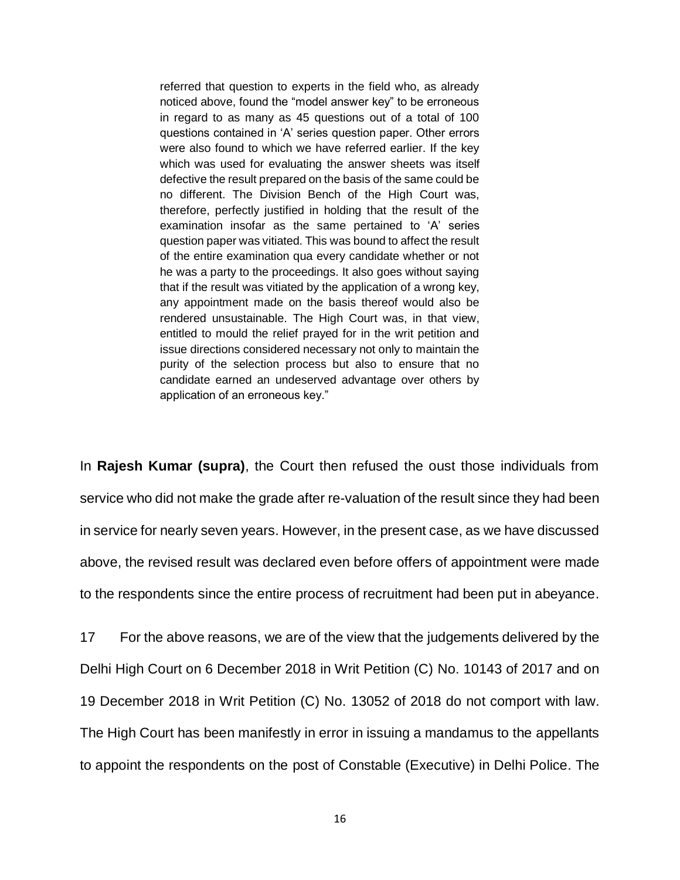> referred that question to experts in the field who, as already noticed above, found the "model answer key" to be erroneous in regard to as many as 45 questions out of a total of 100 questions contained in 'A' series question paper. Other errors were also found to which we have referred earlier. If the key which was used for evaluating the answer sheets was itself defective the result prepared on the basis of the same could be no different. The Division Bench of the High Court was, therefore, perfectly justified in holding that the result of the examination insofar as the same pertained to 'A' series question paper was vitiated. This was bound to affect the result of the entire examination qua every candidate whether or not he was a party to the proceedings. It also goes without saying that if the result was vitiated by the application of a wrong key, any appointment made on the basis thereof would also be rendered unsustainable. The High Court was, in that view, entitled to mould the relief prayed for in the writ petition and issue directions considered necessary not only to maintain the purity of the selection process but also to ensure that no candidate earned an undeserved advantage over others by application of an erroneous key."

In **Rajesh Kumar (supra)**, the Court then refused the oust those individuals from service who did not make the grade after re-valuation of the result since they had been in service for nearly seven years. However, in the present case, as we have discussed above, the revised result was declared even before offers of appointment were made to the respondents since the entire process of recruitment had been put in abeyance.

17 For the above reasons, we are of the view that the judgements delivered by the Delhi High Court on 6 December 2018 in Writ Petition (C) No. 10143 of 2017 and on 19 December 2018 in Writ Petition (C) No. 13052 of 2018 do not comport with law. The High Court has been manifestly in error in issuing a mandamus to the appellants to appoint the respondents on the post of Constable (Executive) in Delhi Police. The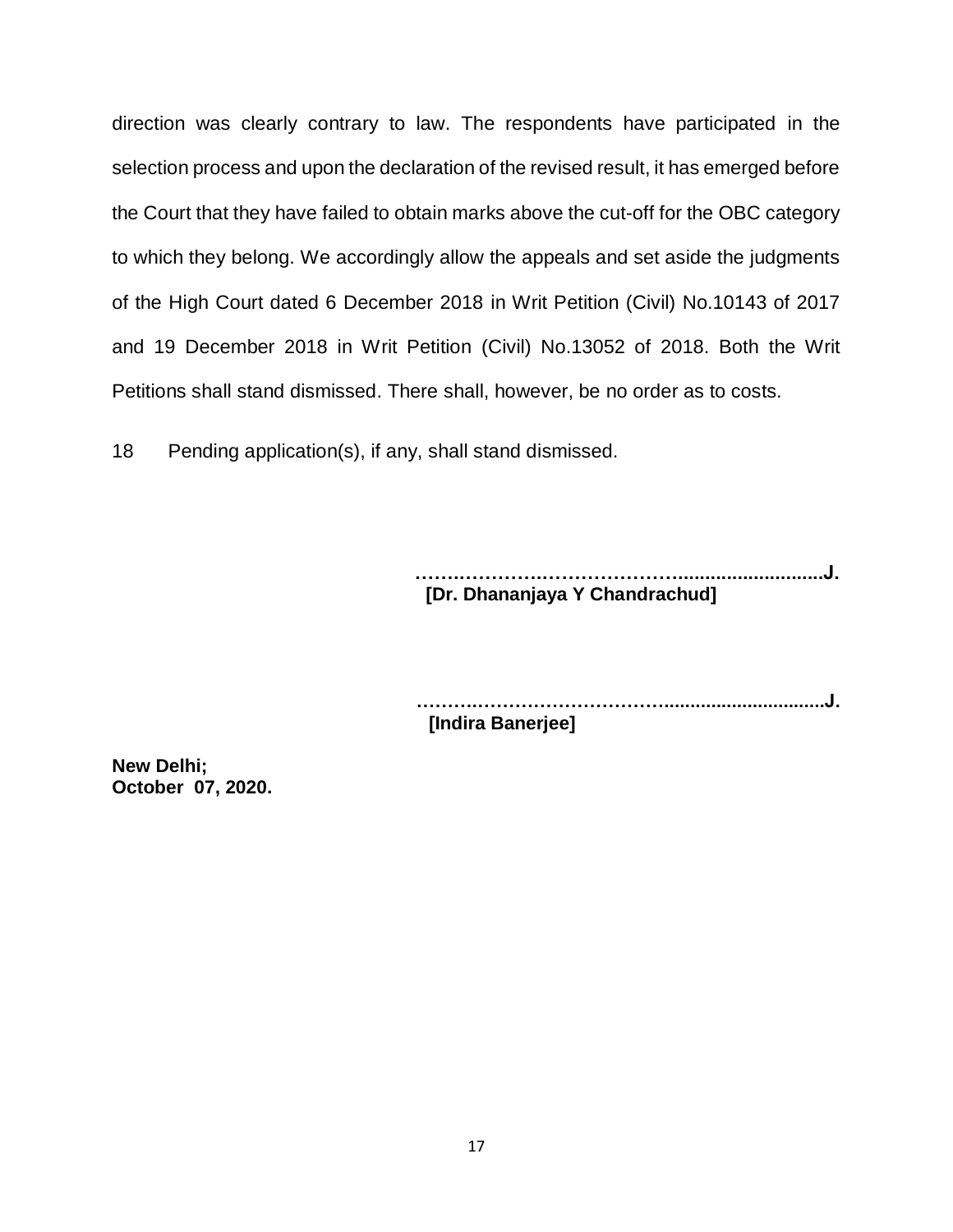direction was clearly contrary to law. The respondents have participated in the selection process and upon the declaration of the revised result, it has emerged before the Court that they have failed to obtain marks above the cut-off for the OBC category to which they belong. We accordingly allow the appeals and set aside the judgments of the High Court dated 6 December 2018 in Writ Petition (Civil) No.10143 of 2017 and 19 December 2018 in Writ Petition (Civil) No.13052 of 2018. Both the Writ Petitions shall stand dismissed. There shall, however, be no order as to costs.

18 Pending application(s), if any, shall stand dismissed.

**……………….…………………..........................J.**
**[Dr. Dhananjaya Y Chandrachud]**

**………………………………..............................J.**
**[Indira Banerjee]**

**New Delhi;**
**October 07, 2020.**